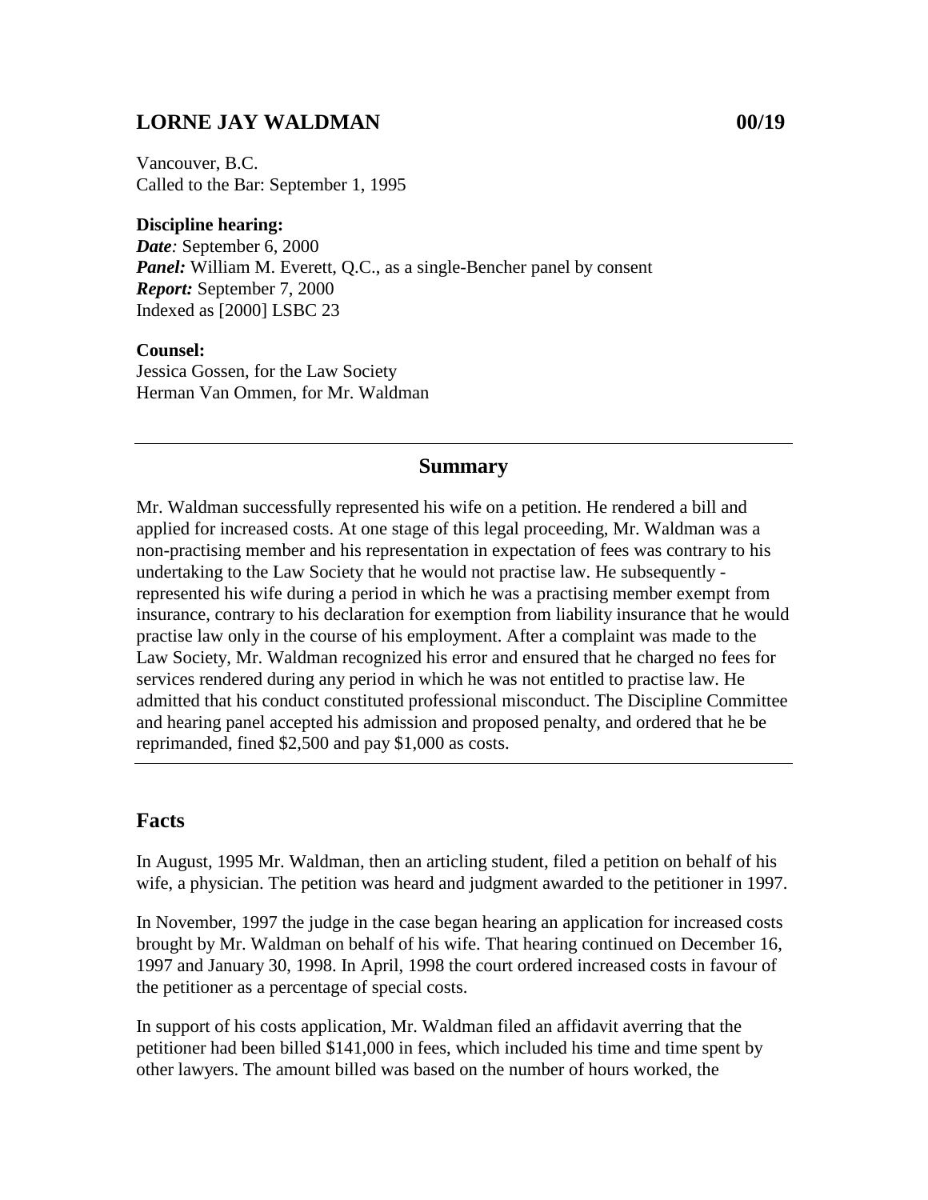## LORNE JAY WALDMAN 00/19

Vancouver, B.C.
Called to the Bar: September 1, 1995

**Discipline hearing:**
***Date**:* September 6, 2000
***Panel:*** William M. Everett, Q.C., as a single-Bencher panel by consent
***Report:*** September 7, 2000
Indexed as [2000] LSBC 23

**Counsel:**
Jessica Gossen, for the Law Society
Herman Van Ommen, for Mr. Waldman

---

### Summary

Mr. Waldman successfully represented his wife on a petition. He rendered a bill and applied for increased costs. At one stage of this legal proceeding, Mr. Waldman was a non-practising member and his representation in expectation of fees was contrary to his undertaking to the Law Society that he would not practise law. He subsequently - represented his wife during a period in which he was a practising member exempt from insurance, contrary to his declaration for exemption from liability insurance that he would practise law only in the course of his employment. After a complaint was made to the Law Society, Mr. Waldman recognized his error and ensured that he charged no fees for services rendered during any period in which he was not entitled to practise law. He admitted that his conduct constituted professional misconduct. The Discipline Committee and hearing panel accepted his admission and proposed penalty, and ordered that he be reprimanded, fined $2,500 and pay $1,000 as costs.

---

## Facts

In August, 1995 Mr. Waldman, then an articling student, filed a petition on behalf of his wife, a physician. The petition was heard and judgment awarded to the petitioner in 1997.

In November, 1997 the judge in the case began hearing an application for increased costs brought by Mr. Waldman on behalf of his wife. That hearing continued on December 16, 1997 and January 30, 1998. In April, 1998 the court ordered increased costs in favour of the petitioner as a percentage of special costs.

In support of his costs application, Mr. Waldman filed an affidavit averring that the petitioner had been billed $141,000 in fees, which included his time and time spent by other lawyers. The amount billed was based on the number of hours worked, the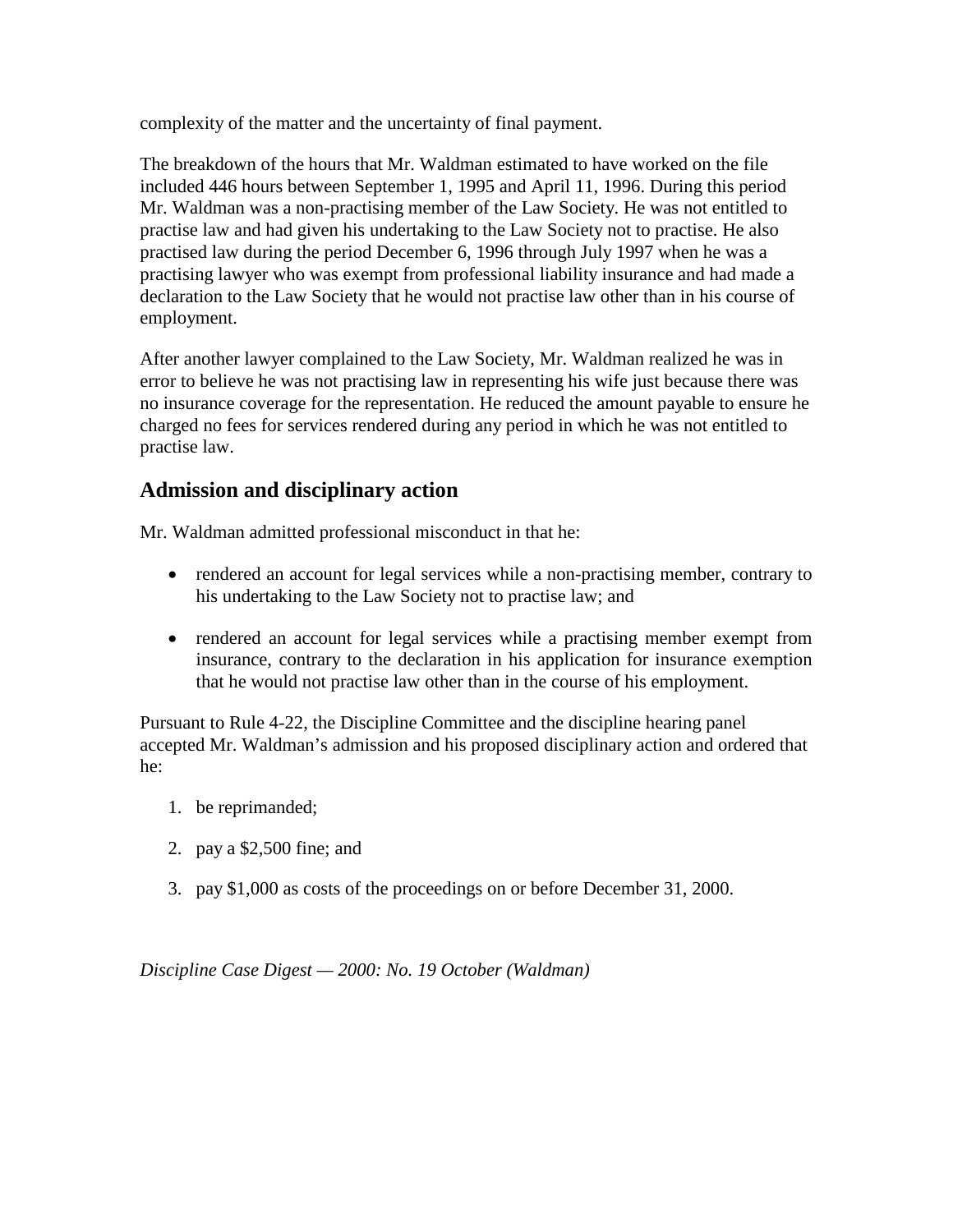complexity of the matter and the uncertainty of final payment.

The breakdown of the hours that Mr. Waldman estimated to have worked on the file included 446 hours between September 1, 1995 and April 11, 1996. During this period Mr. Waldman was a non-practising member of the Law Society. He was not entitled to practise law and had given his undertaking to the Law Society not to practise. He also practised law during the period December 6, 1996 through July 1997 when he was a practising lawyer who was exempt from professional liability insurance and had made a declaration to the Law Society that he would not practise law other than in his course of employment.

After another lawyer complained to the Law Society, Mr. Waldman realized he was in error to believe he was not practising law in representing his wife just because there was no insurance coverage for the representation. He reduced the amount payable to ensure he charged no fees for services rendered during any period in which he was not entitled to practise law.

## Admission and disciplinary action

Mr. Waldman admitted professional misconduct in that he:

- rendered an account for legal services while a non-practising member, contrary to his undertaking to the Law Society not to practise law; and
- rendered an account for legal services while a practising member exempt from insurance, contrary to the declaration in his application for insurance exemption that he would not practise law other than in the course of his employment.

Pursuant to Rule 4-22, the Discipline Committee and the discipline hearing panel accepted Mr. Waldman's admission and his proposed disciplinary action and ordered that he:

1. be reprimanded;
2. pay a $2,500 fine; and
3. pay $1,000 as costs of the proceedings on or before December 31, 2000.

*Discipline Case Digest — 2000: No. 19 October (Waldman)*